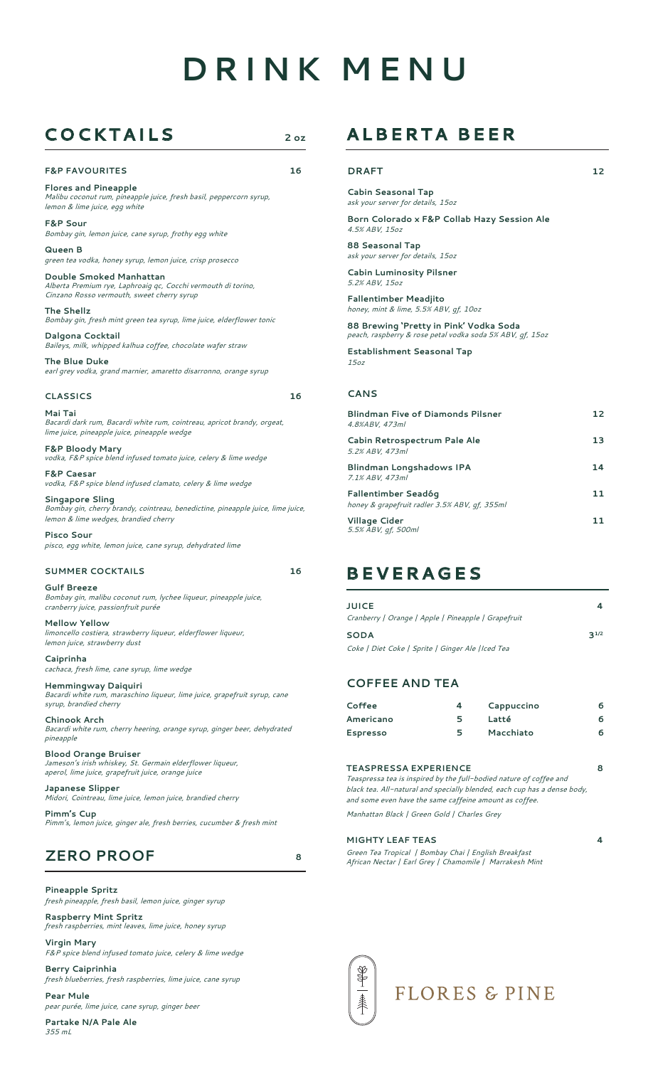# DRINK MENU

## COCKTAILS

2 oz

### F&P FAVOURITES — 16

**Flores and Pineapple**
*Malibu coconut rum, pineapple juice, fresh basil, peppercorn syrup, lemon & lime juice, egg white*

**F&P Sour**
*Bombay gin, lemon juice, cane syrup, frothy egg white*

**Queen B**
*green tea vodka, honey syrup, lemon juice, crisp prosecco*

**Double Smoked Manhattan**
*Alberta Premium rye, Laphroaig qc, Cocchi vermouth di torino, Cinzano Rosso vermouth, sweet cherry syrup*

**The Shellz**
*Bombay gin, fresh mint green tea syrup, lime juice, elderflower tonic*

**Dalgona Cocktail**
*Baileys, milk, whipped kalhua coffee, chocolate wafer straw*

**The Blue Duke**
*earl grey vodka, grand marnier, amaretto disaronno, orange syrup*

### CLASSICS — 16

**Mai Tai**
*Bacardi dark rum, Bacardi white rum, cointreau, apricot brandy, orgeat, lime juice, pineapple juice, pineapple wedge*

**F&P Bloody Mary**
*vodka, F&P spice blend infused tomato juice, celery & lime wedge*

**F&P Caesar**
*vodka, F&P spice blend infused clamato, celery & lime wedge*

**Singapore Sling**
*Bombay gin, cherry brandy, cointreau, benedictine, pineapple juice, lime juice, lemon & lime wedges, brandied cherry*

**Pisco Sour**
*pisco, egg white, lemon juice, cane syrup, dehydrated lime*

### SUMMER COCKTAILS — 16

**Gulf Breeze**
*Bombay gin, malibu coconut rum, lychee liqueur, pineapple juice, cranberry juice, passionfruit purée*

**Mellow Yellow**
*limoncello costiera, strawberry liqueur, elderflower liqueur, lemon juice, strawberry dust*

**Caiprinha**
*cachaca, fresh lime, cane syrup, lime wedge*

**Hemmingway Daiquiri**
*Bacardi white rum, maraschino liqueur, lime juice, grapefruit syrup, cane syrup, brandied cherry*

**Chinook Arch**
*Bacardi white rum, cherry heering, orange syrup, ginger beer, dehydrated pineapple*

**Blood Orange Bruiser**
*Jameson's irish whiskey, St. Germain elderflower liqueur, aperol, lime juice, grapefruit juice, orange juice*

**Japanese Slipper**
*Midori, Cointreau, lime juice, lemon juice, brandied cherry*

**Pimm's Cup**
*Pimm's, lemon juice, ginger ale, fresh berries, cucumber & fresh mint*

## ZERO PROOF — 8

**Pineapple Spritz**
*fresh pineapple, fresh basil, lemon juice, ginger syrup*

**Raspberry Mint Spritz**
*fresh raspberries, mint leaves, lime juice, honey syrup*

**Virgin Mary**
*F&P spice blend infused tomato juice, celery & lime wedge*

**Berry Caiprinhia**
*fresh blueberries, fresh raspberries, lime juice, cane syrup*

**Pear Mule**
*pear purée, lime juice, cane syrup, ginger beer*

**Partake N/A Pale Ale**
*355 mL*

## ALBERTA BEER

### DRAFT — 12

**Cabin Seasonal Tap**
*ask your server for details, 15oz*

**Born Colorado x F&P Collab Hazy Session Ale**
*4.5% ABV, 15oz*

**88 Seasonal Tap**
*ask your server for details, 15oz*

**Cabin Luminosity Pilsner**
*5.2% ABV, 15oz*

**Fallentimber Meadjito**
*honey, mint & lime, 5.5% ABV, gf, 10oz*

**88 Brewing 'Pretty in Pink' Vodka Soda**
*peach, raspberry & rose petal vodka soda 5% ABV, gf, 15oz*

**Establishment Seasonal Tap**
*15oz*

### CANS

**Blindman Five of Diamonds Pilsner** — 12
*4.8%ABV, 473ml*

**Cabin Retrospectrum Pale Ale** — 13
*5.2% ABV, 473ml*

**Blindman Longshadows IPA** — 14
*7.1% ABV, 473ml*

**Fallentimber Seadóg** — 11
*honey & grapefruit radler 3.5% ABV, gf, 355ml*

**Village Cider** — 11
*5.5% ABV, gf, 500ml*

## BEVERAGES

**JUICE** — 4
*Cranberry | Orange | Apple | Pineapple | Grapefruit*

**SODA** — 3 1/2
*Coke | Diet Coke | Sprite | Ginger Ale |Iced Tea*

### COFFEE AND TEA

| | | | |
|---|---|---|---|
| Coffee | 4 | Cappuccino | 6 |
| Americano | 5 | Latté | 6 |
| Espresso | 5 | Macchiato | 6 |

**TEASPRESSA EXPERIENCE** — 8
*Teaspressa tea is inspired by the full-bodied nature of coffee and black tea. All-natural and specially blended, each cup has a dense body, and some even have the same caffeine amount as coffee.*

*Manhattan Black | Green Gold | Charles Grey*

**MIGHTY LEAF TEAS** — 4
*Green Tea Tropical | Bombay Chai | English Breakfast*
*African Nectar | Earl Grey | Chamomile | Marrakesh Mint*

FLORES & PINE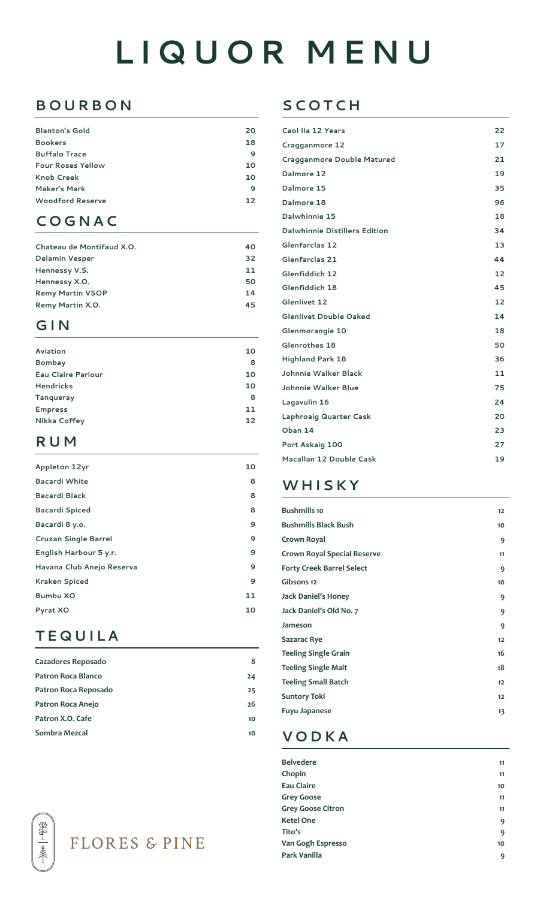# LIQUOR MENU

## BOURBON

| | |
|---|---|
| Blanton's Gold | 20 |
| Bookers | 18 |
| Buffalo Trace | 9 |
| Four Roses Yellow | 10 |
| Knob Creek | 10 |
| Maker's Mark | 9 |
| Woodford Reserve | 12 |

## COGNAC

| | |
|---|---|
| Chateau de Montifaud X.O. | 40 |
| Delamin Vesper | 32 |
| Hennessy V.S. | 11 |
| Hennessy X.O. | 50 |
| Remy Martin VSOP | 14 |
| Remy Martin X.O. | 45 |

## GIN

| | |
|---|---|
| Aviation | 10 |
| Bombay | 8 |
| Eau Claire Parlour | 10 |
| Hendricks | 10 |
| Tanqueray | 8 |
| Empress | 11 |
| Nikka Coffey | 12 |

## RUM

| | |
|---|---|
| Appleton 12yr | 10 |
| Bacardi White | 8 |
| Bacardi Black | 8 |
| Bacardi Spiced | 8 |
| Bacardi 8 y.o. | 9 |
| Cruzan Single Barrel | 9 |
| English Harbour 5 y.r. | 9 |
| Havana Club Anejo Reserva | 9 |
| Kraken Spiced | 9 |
| Bumbu XO | 11 |
| Pyrat XO | 10 |

## TEQUILA

| | |
|---|---|
| Cazadores Reposado | 8 |
| Patron Roca Blanco | 24 |
| Patron Roca Reposado | 25 |
| Patron Roca Anejo | 26 |
| Patron X.O. Cafe | 10 |
| Sombra Mezcal | 10 |

## SCOTCH

| | |
|---|---|
| Caol Ila 12 Years | 22 |
| Cragganmore 12 | 17 |
| Cragganmore Double Matured | 21 |
| Dalmore 12 | 19 |
| Dalmore 15 | 35 |
| Dalmore 18 | 96 |
| Dalwhinnie 15 | 18 |
| Dalwhinnie Distillers Edition | 34 |
| Glenfarclas 12 | 13 |
| Glenfarclas 21 | 44 |
| Glenfiddich 12 | 12 |
| Glenfiddich 18 | 45 |
| Glenlivet 12 | 12 |
| Glenlivet Double Oaked | 14 |
| Glenmorangie 10 | 18 |
| Glenrothes 18 | 50 |
| Highland Park 18 | 36 |
| Johnnie Walker Black | 11 |
| Johnnie Walker Blue | 75 |
| Lagavulin 16 | 24 |
| Laphroaig Quarter Cask | 20 |
| Oban 14 | 23 |
| Port Askaig 100 | 27 |
| Macallan 12 Double Cask | 19 |

## WHISKY

| | |
|---|---|
| Bushmills 10 | 12 |
| Bushmills Black Bush | 10 |
| Crown Royal | 9 |
| Crown Royal Special Reserve | 11 |
| Forty Creek Barrel Select | 9 |
| Gibsons 12 | 10 |
| Jack Daniel's Honey | 9 |
| Jack Daniel's Old No. 7 | 9 |
| Jameson | 9 |
| Sazarac Rye | 12 |
| Teeling Single Grain | 16 |
| Teeling Single Malt | 18 |
| Teeling Small Batch | 12 |
| Suntory Toki | 12 |
| Fuyu Japanese | 13 |

## VODKA

| | |
|---|---|
| Belvedere | 11 |
| Chopin | 11 |
| Eau Claire | 10 |
| Grey Goose | 11 |
| Grey Goose Citron | 11 |
| Ketel One | 9 |
| Tito's | 9 |
| Van Gogh Espresso | 10 |
| Park Vanilla | 9 |

FLORES & PINE